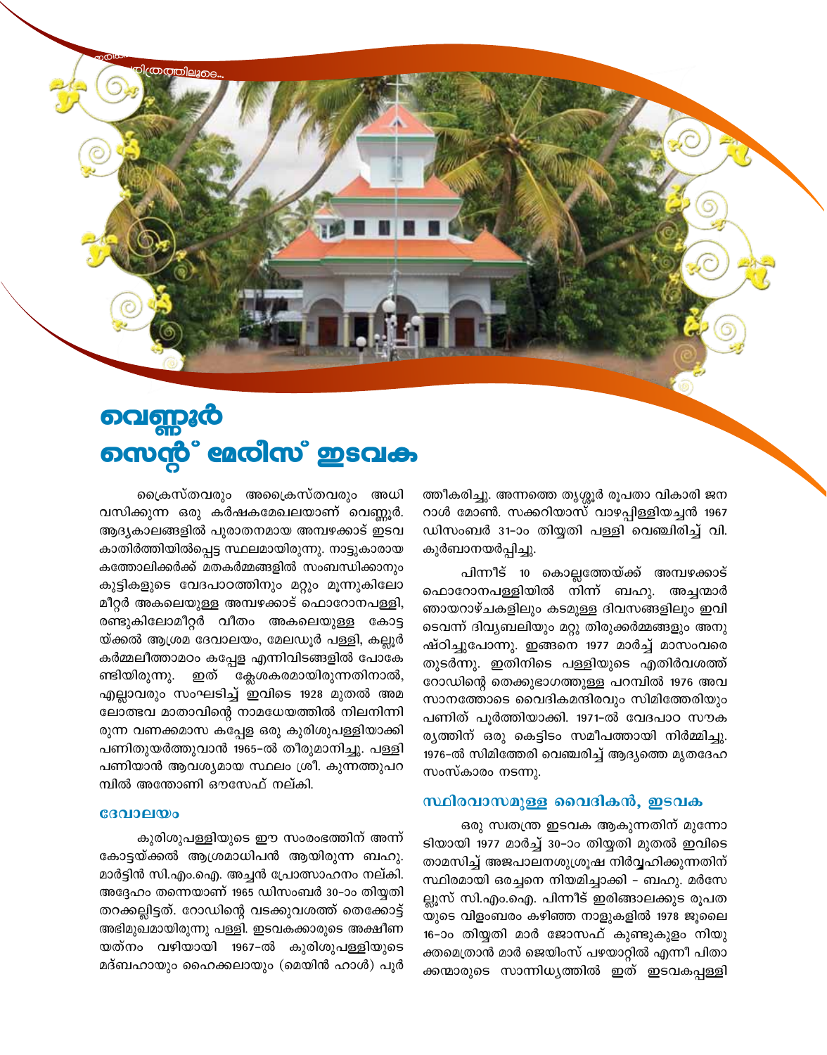# വെണ്ണൂർ സെന്റ് മേരീസ് ഇടവക

ക്രൈസ്തവരും അക്രൈസ്തവരും അധിവസിക്കുന്ന ഒരു കർഷകമേഖലയാണ് വെണ്ണൂർ. ആദ്യകാലങ്ങളിൽ പുരാതനമായ അമ്പഴക്കാട് ഇടവകാതിർത്തിയിൽപ്പെട്ട സ്ഥലമായിരുന്നു. നാട്ടുകാരായ കത്തോലിക്കർക്ക് മതകർമ്മങ്ങളിൽ സംബന്ധിക്കാനും കുട്ടികളുടെ വേദപാഠത്തിനും മറ്റും മൂന്നുകിലോമീറ്റർ അകലെയുള്ള അമ്പഴക്കാട് ഫൊറോനപള്ളി, രണ്ടുകിലോമീറ്റർ വീതം അകലെയുള്ള കോട്ടയ്ക്കൽ ആശ്രമ ദേവാലയം, മേലഡൂർ പള്ളി, കല്ലൂർ കർമ്മലീത്താമഠം കപ്പേള എന്നിവിടങ്ങളിൽ പോകേണ്ടിയിരുന്നു. ഇത് ക്ലേശകരമായിരുന്നതിനാൽ, എല്ലാവരും സംഘടിച്ച് ഇവിടെ 1928 മുതൽ അമലോത്ഭവ മാതാവിന്റെ നാമധേയത്തിൽ നിലനിന്നിരുന്ന വണക്കമാസ കപ്പേള ഒരു കുരിശുപള്ളിയാക്കി പണിതുയർത്തുവാൻ 1965-ൽ തീരുമാനിച്ചു. പള്ളി പണിയാൻ ആവശ്യമായ സ്ഥലം ശ്രീ. കുന്നത്തുപറമ്പിൽ അന്തോണി ഔസേഫ് നല്കി.

### ദേവാലയം

കുരിശുപള്ളിയുടെ ഈ സംരംഭത്തിന് അന്ന് കോട്ടയ്ക്കൽ ആശ്രമാധിപൻ ആയിരുന്ന ബഹു. മാർട്ടിൻ സി.എം.ഐ. അച്ചൻ പ്രോത്സാഹനം നല്കി. അദ്ദേഹം തന്നെയാണ് 1965 ഡിസംബർ 30-ാം തിയ്യതി തറക്കല്ലിട്ടത്. റോഡിന്റെ വടക്കുവശത്ത് തെക്കോട്ട് അഭിമുഖമായിരുന്നു പള്ളി. ഇടവകക്കാരുടെ അക്ഷീണ യത്നം വഴിയായി 1967-ൽ കുരിശുപള്ളിയുടെ മദ്ബഹായും ഹൈക്കലായും (മെയിൻ ഹാൾ) പൂർത്തീകരിച്ചു. അന്നത്തെ തൃശ്ശൂർ രൂപതാ വികാരി ജനറാൾ മോൺ. സക്കറിയാസ് വാഴപ്പിള്ളിയച്ചൻ 1967 ഡിസംബർ 31-ാം തിയ്യതി പള്ളി വെഞ്ചിരിച്ച് വി. കുർബാനയർപ്പിച്ചു.

പിന്നീട് 10 കൊല്ലത്തേയ്ക്ക് അമ്പഴക്കാട് ഫൊറോനപള്ളിയിൽ നിന്ന് ബഹു. അച്ചന്മാർ ഞായറാഴ്ചകളിലും കടമുള്ള ദിവസങ്ങളിലും ഇവിടെവന്ന് ദിവ്യബലിയും മറ്റു തിരുക്കർമ്മങ്ങളും അനുഷ്ഠിച്ചുപോന്നു. ഇങ്ങനെ 1977 മാർച്ച് മാസംവരെ തുടർന്നു. ഇതിനിടെ പള്ളിയുടെ എതിർവശത്ത് റോഡിന്റെ തെക്കുഭാഗത്തുള്ള പറമ്പിൽ 1976 അവസാനത്തോടെ വൈദികമന്ദിരവും സിമിത്തേരിയും പണിത് പൂർത്തിയാക്കി. 1971-ൽ വേദപാഠ സൗകര്യത്തിന് ഒരു കെട്ടിടം സമീപത്തായി നിർമ്മിച്ചു. 1976-ൽ സിമിത്തേരി വെഞ്ചരിച്ച് ആദ്യത്തെ മൃതദേഹ സംസ്കാരം നടന്നു.

### സ്ഥിരവാസമുള്ള വൈദികൻ, ഇടവക

ഒരു സ്വതന്ത്ര ഇടവക ആകുന്നതിന് മുന്നോടിയായി 1977 മാർച്ച് 30-ാം തിയ്യതി മുതൽ ഇവിടെ താമസിച്ച് അജപാലനശുശ്രൂഷ നിർവ്വഹിക്കുന്നതിന് സ്ഥിരമായി ഒരച്ചനെ നിയമിച്ചാക്കി - ബഹു. മർസേല്ലൂസ് സി.എം.ഐ. പിന്നീട് ഇരിങ്ങാലക്കുട രൂപതയുടെ വിളംബരം കഴിഞ്ഞ നാളുകളിൽ 1978 ജൂലൈ 16-ാം തിയ്യതി മാർ ജോസഫ് കുണ്ടുകുളം നിയുക്തമെത്രാൻ മാർ ജെയിംസ് പഴയാറ്റിൽ എന്നീ പിതാക്കന്മാരുടെ സാന്നിധ്യത്തിൽ ഇത് ഇടവകപ്പള്ളി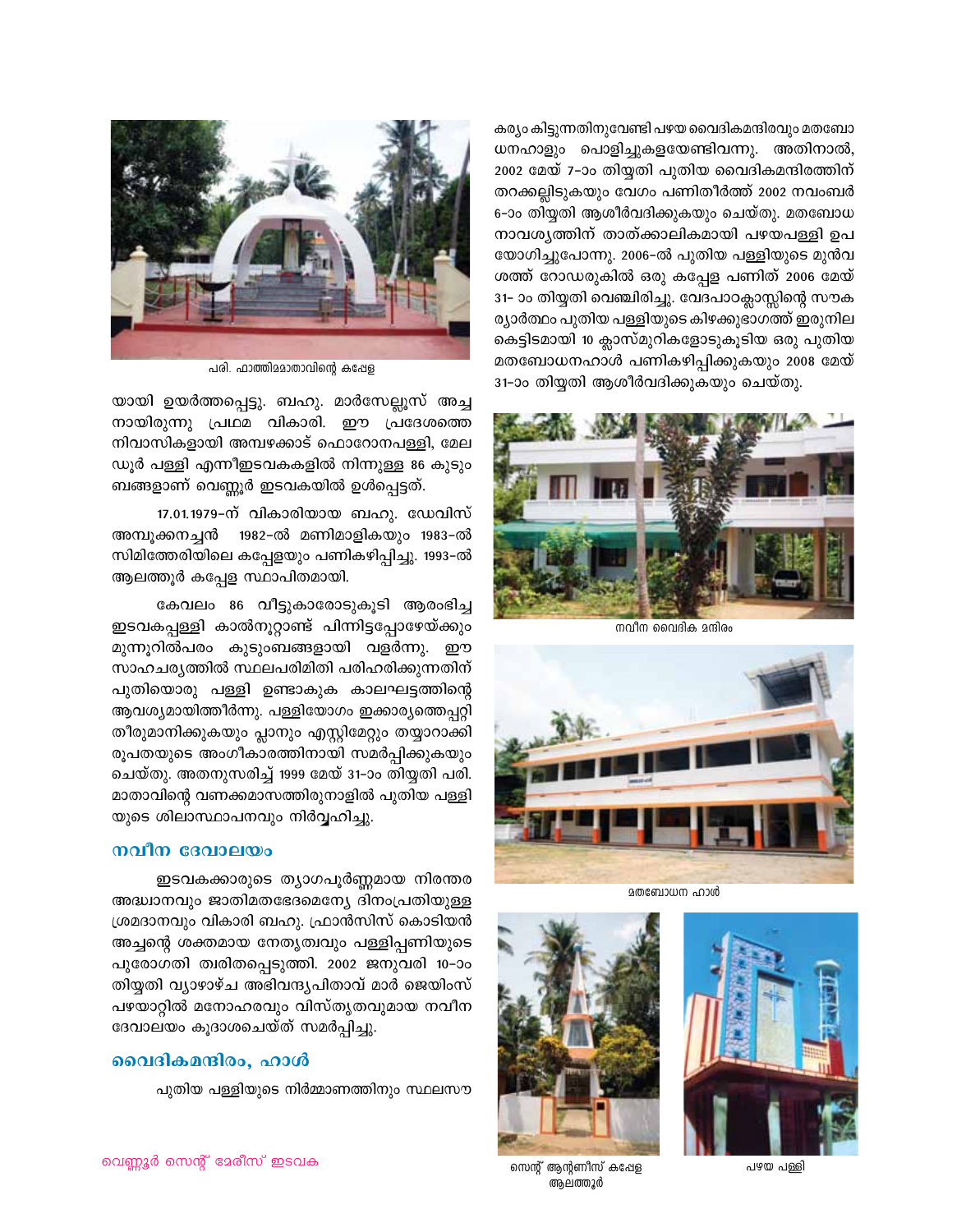പരി. ഫാത്തിമമാതാവിന്റെ കപ്പേള

യായി ഉയർത്തപ്പെട്ടു. ബഹു. മാർസേല്ലൂസ് അച്ച നായിരുന്നു പ്രഥമ വികാരി. ഈ പ്രദേശത്തെ നിവാസികളായി അമ്പഴക്കാട് ഫൊറോനപള്ളി, മേല ഡൂർ പള്ളി എന്നീഇടവകകളിൽ നിന്നുള്ള 86 കുടും ബങ്ങളാണ് വെണ്ണൂർ ഇടവകയിൽ ഉൾപ്പെട്ടത്.

17.01.1979-ന് വികാരിയായ ബഹു. ഡേവിസ് അമ്പൂക്കനച്ചൻ 1982-ൽ മണിമാളികയും 1983-ൽ സിമിത്തേരിയിലെ കപ്പേളയും പണികഴിപ്പിച്ചു. 1993-ൽ ആലത്തൂർ കപ്പേള സ്ഥാപിതമായി.

കേവലം 86 വീട്ടുകാരോടുകൂടി ആരംഭിച്ച ഇടവകപ്പള്ളി കാൽനൂറ്റാണ്ട് പിന്നിട്ടപ്പോഴേയ്ക്കും മുന്നൂറിൽപരം കുടുംബങ്ങളായി വളർന്നു. ഈ സാഹചര്യത്തിൽ സ്ഥലപരിമിതി പരിഹരിക്കുന്നതിന് പുതിയൊരു പള്ളി ഉണ്ടാകുക കാലഘട്ടത്തിന്റെ ആവശ്യമായിത്തീർന്നു. പള്ളിയോഗം ഇക്കാര്യത്തെപ്പറ്റി തീരുമാനിക്കുകയും പ്ലാനും എസ്റ്റിമേറ്റും തയ്യാറാക്കി രൂപതയുടെ അംഗീകാരത്തിനായി സമർപ്പിക്കുകയും ചെയ്തു. അതനുസരിച്ച് 1999 മേയ് 31-ാം തിയ്യതി പരി. മാതാവിന്റെ വണക്കമാസത്തിരുനാളിൽ പുതിയ പള്ളി യുടെ ശിലാസ്ഥാപനവും നിർവ്വഹിച്ചു.

## നവീന ദേവാലയം

ഇടവകക്കാരുടെ ത്യാഗപൂർണ്ണമായ നിരന്തര അദ്ധ്വാനവും ജാതിമതഭേദമെന്യേ ദിനംപ്രതിയുള്ള ശ്രമദാനവും വികാരി ബഹു. ഫ്രാൻസിസ് കൊടിയൻ അച്ചന്റെ ശക്തമായ നേതൃത്വവും പള്ളിപ്പണിയുടെ പുരോഗതി ത്വരിതപ്പെടുത്തി. 2002 ജനുവരി 10-ാം തിയ്യതി വ്യാഴാഴ്ച അഭിവന്ദ്യപിതാവ് മാർ ജെയിംസ് പഴയാറ്റിൽ മനോഹരവും വിസ്തൃതവുമായ നവീന ദേവാലയം കൂദാശചെയ്ത് സമർപ്പിച്ചു.

## വൈദികമന്ദിരം, ഹാൾ

പുതിയ പള്ളിയുടെ നിർമ്മാണത്തിനും സ്ഥലസൗകര്യം കിട്ടുന്നതിനുവേണ്ടി പഴയ വൈദികമന്ദിരവും മതബോധനഹാളും പൊളിച്ചുകളയേണ്ടിവന്നു. അതിനാൽ, 2002 മേയ് 7-ാം തിയ്യതി പുതിയ വൈദികമന്ദിരത്തിന് തറക്കല്ലിടുകയും വേഗം പണിതീർത്ത് 2002 നവംബർ 6-ാം തിയ്യതി ആശീർവദിക്കുകയും ചെയ്തു. മതബോധനാവശ്യത്തിന് താത്ക്കാലികമായി പഴയപള്ളി ഉപയോഗിച്ചുപോന്നു. 2006-ൽ പുതിയ പള്ളിയുടെ മുൻവശത്ത് റോഡരുകിൽ ഒരു കപ്പേള പണിത് 2006 മേയ് 31- ാം തിയ്യതി വെഞ്ചിരിച്ചു. വേദപാഠക്ലാസ്സിന്റെ സൗകര്യാർത്ഥം പുതിയ പള്ളിയുടെ കിഴക്കുഭാഗത്ത് ഇരുനില കെട്ടിടമായി 10 ക്ലാസ്മുറികളോടുകൂടിയ ഒരു പുതിയ മതബോധനഹാൾ പണികഴിപ്പിക്കുകയും 2008 മേയ് 31-ാം തിയ്യതി ആശീർവദിക്കുകയും ചെയ്തു.

നവീന വൈദിക മന്ദിരം

മതബോധന ഹാൾ

സെന്റ് ആന്റണീസ് കപ്പേള ആലത്തൂർ

പഴയ പള്ളി